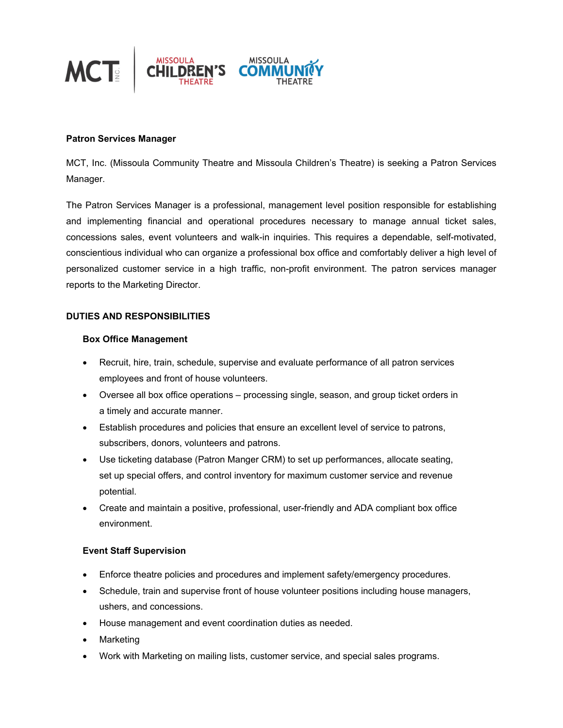## Patron Services Manager

MCT, Inc. (Missoula Community Theatre and Missoula Children's Theatre) is seeking a Patron Services Manager.

The Patron Services Manager is a professional, management level position responsible for establishing and implementing financial and operational procedures necessary to manage annual ticket sales, concessions sales, event volunteers and walk-in inquiries. This requires a dependable, self-motivated, conscientious individual who can organize a professional box office and comfortably deliver a high level of personalized customer service in a high traffic, non-profit environment. The patron services manager reports to the Marketing Director.

### DUTIES AND RESPONSIBILITIES

#### Box Office Management

- Recruit, hire, train, schedule, supervise and evaluate performance of all patron services employees and front of house volunteers.
- Oversee all box office operations – processing single, season, and group ticket orders in a timely and accurate manner.
- Establish procedures and policies that ensure an excellent level of service to patrons, subscribers, donors, volunteers and patrons.
- Use ticketing database (Patron Manger CRM) to set up performances, allocate seating, set up special offers, and control inventory for maximum customer service and revenue potential.
- Create and maintain a positive, professional, user-friendly and ADA compliant box office environment.

#### Event Staff Supervision

- Enforce theatre policies and procedures and implement safety/emergency procedures.
- Schedule, train and supervise front of house volunteer positions including house managers, ushers, and concessions.
- House management and event coordination duties as needed.
- Marketing
- Work with Marketing on mailing lists, customer service, and special sales programs.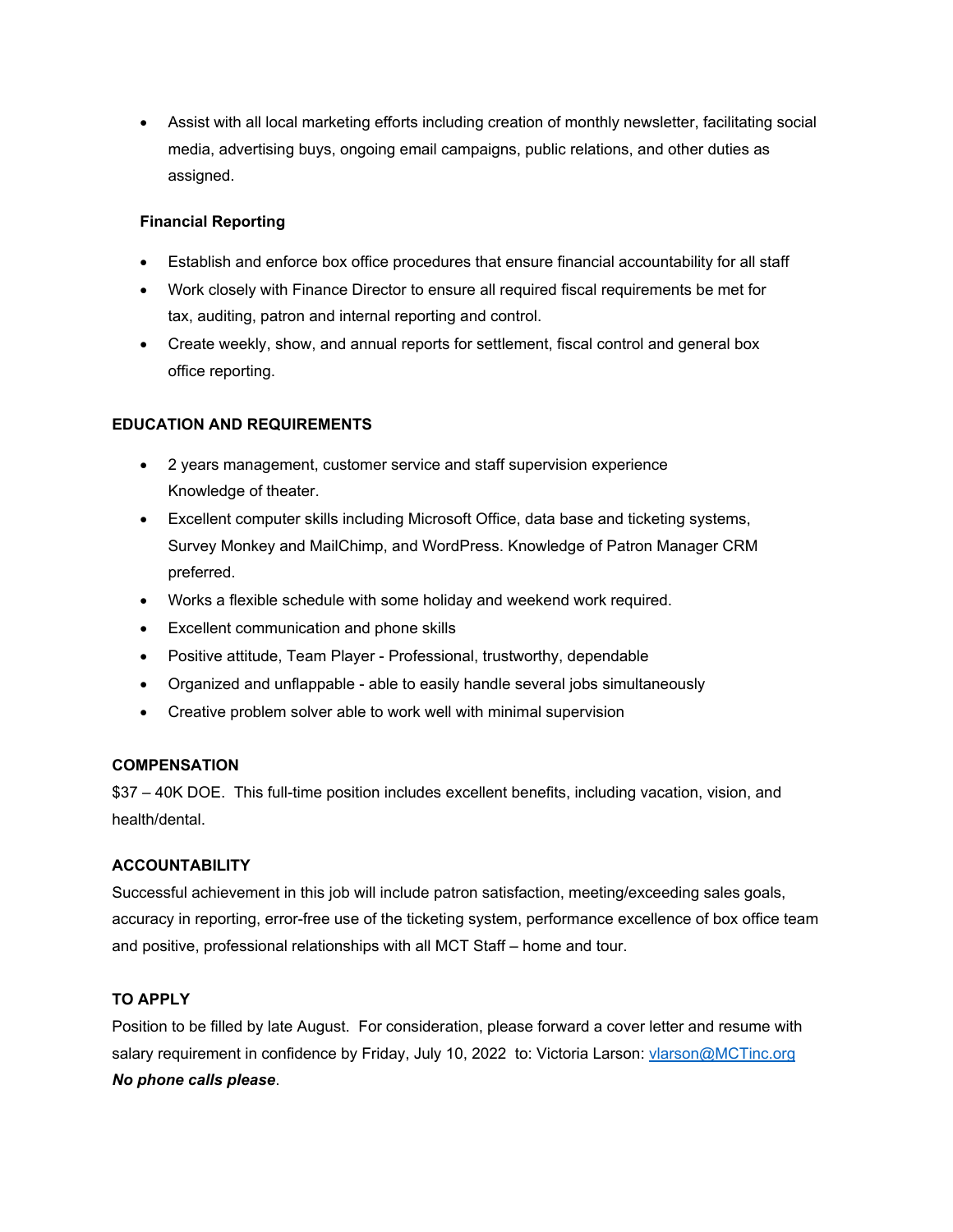- Assist with all local marketing efforts including creation of monthly newsletter, facilitating social media, advertising buys, ongoing email campaigns, public relations, and other duties as assigned.

**Financial Reporting**

- Establish and enforce box office procedures that ensure financial accountability for all staff
- Work closely with Finance Director to ensure all required fiscal requirements be met for tax, auditing, patron and internal reporting and control.
- Create weekly, show, and annual reports for settlement, fiscal control and general box office reporting.

**EDUCATION AND REQUIREMENTS**

- 2 years management, customer service and staff supervision experience
  Knowledge of theater.
- Excellent computer skills including Microsoft Office, data base and ticketing systems, Survey Monkey and MailChimp, and WordPress. Knowledge of Patron Manager CRM preferred.
- Works a flexible schedule with some holiday and weekend work required.
- Excellent communication and phone skills
- Positive attitude, Team Player - Professional, trustworthy, dependable
- Organized and unflappable - able to easily handle several jobs simultaneously
- Creative problem solver able to work well with minimal supervision

**COMPENSATION**

$37 – 40K DOE. This full-time position includes excellent benefits, including vacation, vision, and health/dental.

**ACCOUNTABILITY**

Successful achievement in this job will include patron satisfaction, meeting/exceeding sales goals, accuracy in reporting, error-free use of the ticketing system, performance excellence of box office team and positive, professional relationships with all MCT Staff – home and tour.

**TO APPLY**

Position to be filled by late August. For consideration, please forward a cover letter and resume with salary requirement in confidence by Friday, July 10, 2022 to: Victoria Larson: vlarson@MCTinc.org
***No phone calls please***.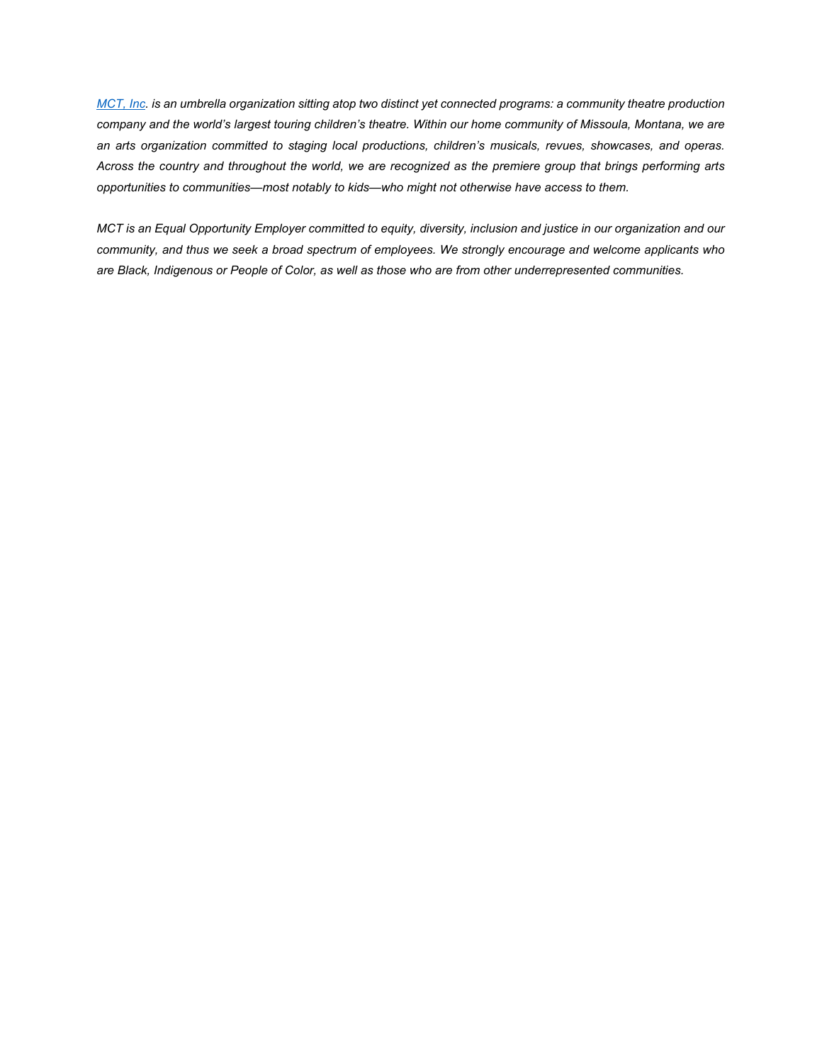*[MCT, Inc](). is an umbrella organization sitting atop two distinct yet connected programs: a community theatre production company and the world's largest touring children's theatre. Within our home community of Missoula, Montana, we are an arts organization committed to staging local productions, children's musicals, revues, showcases, and operas. Across the country and throughout the world, we are recognized as the premiere group that brings performing arts opportunities to communities—most notably to kids—who might not otherwise have access to them.*

*MCT is an Equal Opportunity Employer committed to equity, diversity, inclusion and justice in our organization and our community, and thus we seek a broad spectrum of employees. We strongly encourage and welcome applicants who are Black, Indigenous or People of Color, as well as those who are from other underrepresented communities.*